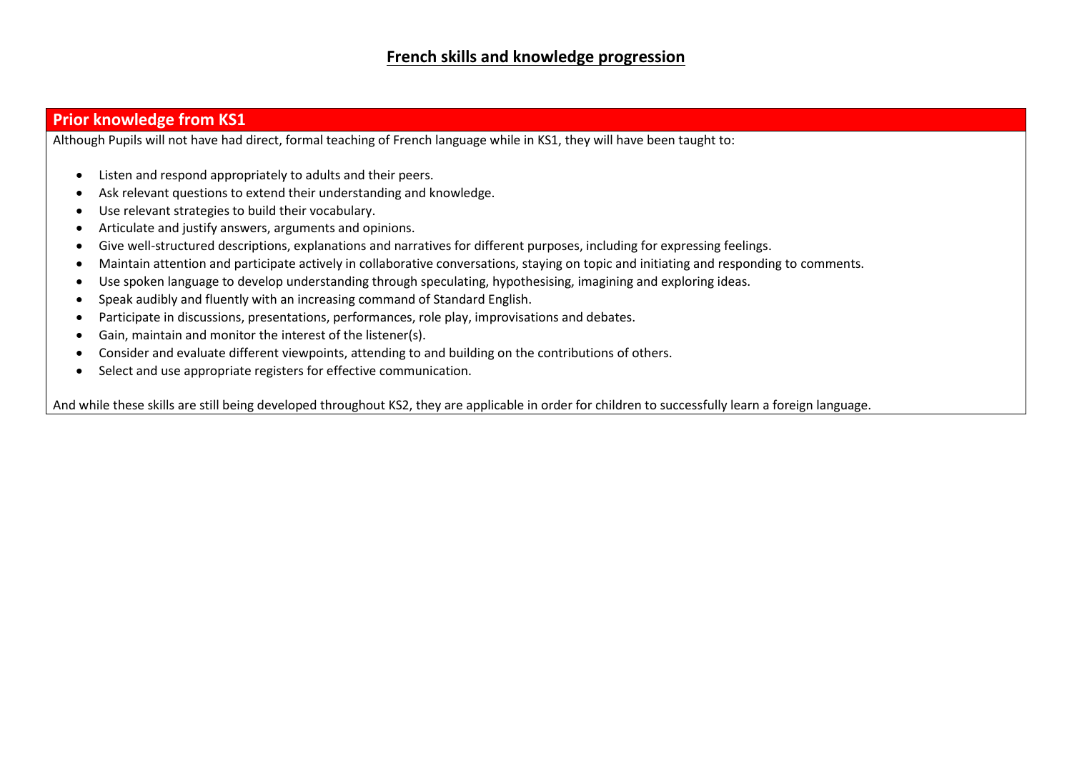# French skills and knowledge progression

## Prior knowledge from KS1

Although Pupils will not have had direct, formal teaching of French language while in KS1, they will have been taught to:

- Listen and respond appropriately to adults and their peers.
- Ask relevant questions to extend their understanding and knowledge.
- Use relevant strategies to build their vocabulary.
- Articulate and justify answers, arguments and opinions.
- Give well-structured descriptions, explanations and narratives for different purposes, including for expressing feelings.
- Maintain attention and participate actively in collaborative conversations, staying on topic and initiating and responding to comments.
- Use spoken language to develop understanding through speculating, hypothesising, imagining and exploring ideas.
- Speak audibly and fluently with an increasing command of Standard English.
- Participate in discussions, presentations, performances, role play, improvisations and debates.
- Gain, maintain and monitor the interest of the listener(s).
- Consider and evaluate different viewpoints, attending to and building on the contributions of others.
- Select and use appropriate registers for effective communication.

And while these skills are still being developed throughout KS2, they are applicable in order for children to successfully learn a foreign language.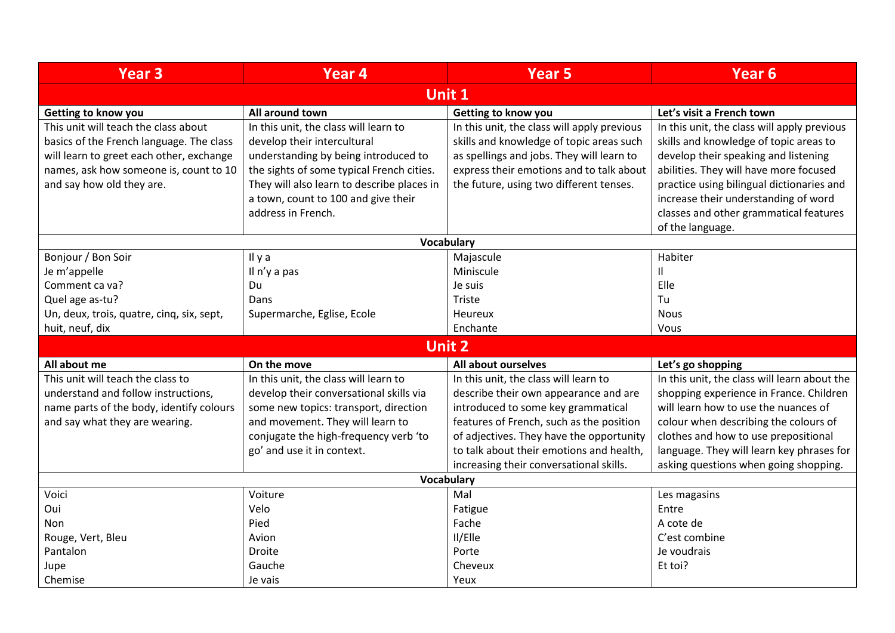| Year 3 | Year 4 | Year 5 | Year 6 |
| --- | --- | --- | --- |
| **Unit 1** | | | |
| **Getting to know you** | **All around town** | **Getting to know you** | **Let's visit a French town** |
| This unit will teach the class about basics of the French language. The class will learn to greet each other, exchange names, ask how someone is, count to 10 and say how old they are. | In this unit, the class will learn to develop their intercultural understanding by being introduced to the sights of some typical French cities. They will also learn to describe places in a town, count to 100 and give their address in French. | In this unit, the class will apply previous skills and knowledge of topic areas such as spellings and jobs. They will learn to express their emotions and to talk about the future, using two different tenses. | In this unit, the class will apply previous skills and knowledge of topic areas to develop their speaking and listening abilities. They will have more focused practice using bilingual dictionaries and increase their understanding of word classes and other grammatical features of the language. |
| **Vocabulary** | | | |
| Bonjour / Bon Soir<br>Je m'appelle<br>Comment ca va?<br>Quel age as-tu?<br>Un, deux, trois, quatre, cinq, six, sept, huit, neuf, dix | Il y a<br>Il n'y a pas<br>Du<br>Dans<br>Supermarche, Eglise, Ecole | Majascule<br>Miniscule<br>Je suis<br>Triste<br>Heureux<br>Enchante | Habiter<br>Il<br>Elle<br>Tu<br>Nous<br>Vous |
| **Unit 2** | | | |
| **All about me** | **On the move** | **All about ourselves** | **Let's go shopping** |
| This unit will teach the class to understand and follow instructions, name parts of the body, identify colours and say what they are wearing. | In this unit, the class will learn to develop their conversational skills via some new topics: transport, direction and movement. They will learn to conjugate the high-frequency verb 'to go' and use it in context. | In this unit, the class will learn to describe their own appearance and are introduced to some key grammatical features of French, such as the position of adjectives. They have the opportunity to talk about their emotions and health, increasing their conversational skills. | In this unit, the class will learn about the shopping experience in France. Children will learn how to use the nuances of colour when describing the colours of clothes and how to use prepositional language. They will learn key phrases for asking questions when going shopping. |
| **Vocabulary** | | | |
| Voici<br>Oui<br>Non<br>Rouge, Vert, Bleu<br>Pantalon<br>Jupe<br>Chemise | Voiture<br>Velo<br>Pied<br>Avion<br>Droite<br>Gauche<br>Je vais | Mal<br>Fatigue<br>Fache<br>Il/Elle<br>Porte<br>Cheveux<br>Yeux | Les magasins<br>Entre<br>A cote de<br>C'est combine<br>Je voudrais<br>Et toi? |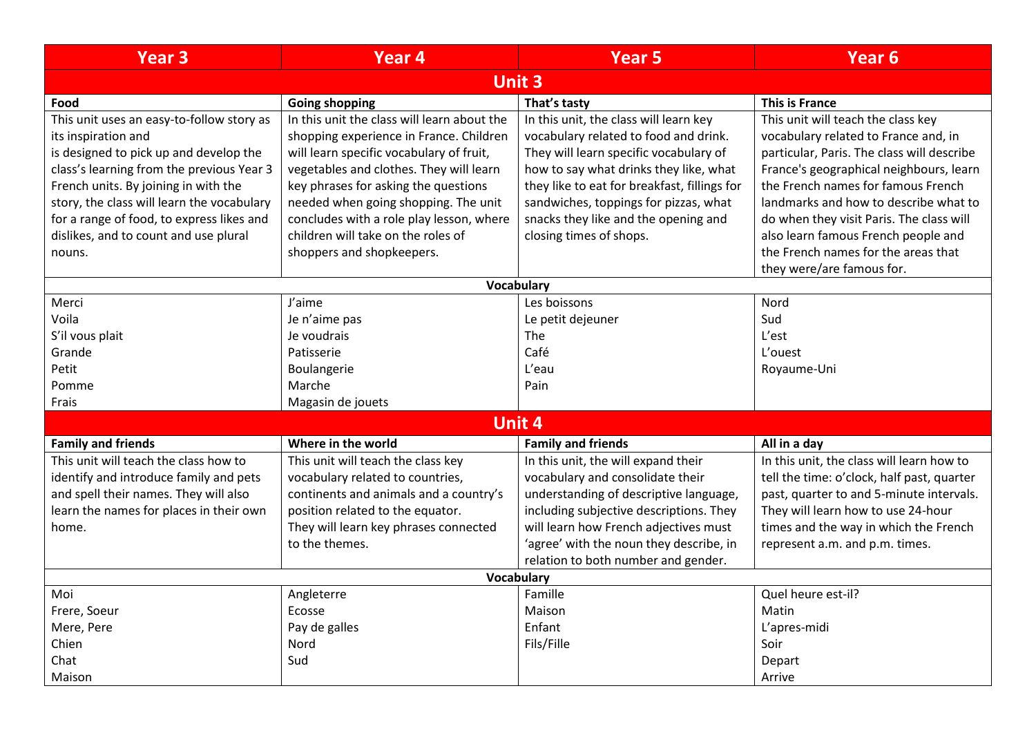| Year 3 | Year 4 | Year 5 | Year 6 |
|---|---|---|---|
| **Unit 3** | | | |
| **Food** | **Going shopping** | **That's tasty** | **This is France** |
| This unit uses an easy-to-follow story as its inspiration and is designed to pick up and develop the class's learning from the previous Year 3 French units. By joining in with the story, the class will learn the vocabulary for a range of food, to express likes and dislikes, and to count and use plural nouns. | In this unit the class will learn about the shopping experience in France. Children will learn specific vocabulary of fruit, vegetables and clothes. They will learn key phrases for asking the questions needed when going shopping. The unit concludes with a role play lesson, where children will take on the roles of shoppers and shopkeepers. | In this unit, the class will learn key vocabulary related to food and drink. They will learn specific vocabulary of how to say what drinks they like, what they like to eat for breakfast, fillings for sandwiches, toppings for pizzas, what snacks they like and the opening and closing times of shops. | This unit will teach the class key vocabulary related to France and, in particular, Paris. The class will describe France's geographical neighbours, learn the French names for famous French landmarks and how to describe what to do when they visit Paris. The class will also learn famous French people and the French names for the areas that they were/are famous for. |
| **Vocabulary** | | | |
| Merci<br>Voila<br>S'il vous plait<br>Grande<br>Petit<br>Pomme<br>Frais | J'aime<br>Je n'aime pas<br>Je voudrais<br>Patisserie<br>Boulangerie<br>Marche<br>Magasin de jouets | Les boissons<br>Le petit dejeuner<br>The<br>Café<br>L'eau<br>Pain | Nord<br>Sud<br>L'est<br>L'ouest<br>Royaume-Uni |
| **Unit 4** | | | |
| **Family and friends** | **Where in the world** | **Family and friends** | **All in a day** |
| This unit will teach the class how to identify and introduce family and pets and spell their names. They will also learn the names for places in their own home. | This unit will teach the class key vocabulary related to countries, continents and animals and a country's position related to the equator. They will learn key phrases connected to the themes. | In this unit, the will expand their vocabulary and consolidate their understanding of descriptive language, including subjective descriptions. They will learn how French adjectives must 'agree' with the noun they describe, in relation to both number and gender. | In this unit, the class will learn how to tell the time: o'clock, half past, quarter past, quarter to and 5-minute intervals. They will learn how to use 24-hour times and the way in which the French represent a.m. and p.m. times. |
| **Vocabulary** | | | |
| Moi<br>Frere, Soeur<br>Mere, Pere<br>Chien<br>Chat<br>Maison | Angleterre<br>Ecosse<br>Pay de galles<br>Nord<br>Sud | Famille<br>Maison<br>Enfant<br>Fils/Fille | Quel heure est-il?<br>Matin<br>L'apres-midi<br>Soir<br>Depart<br>Arrive |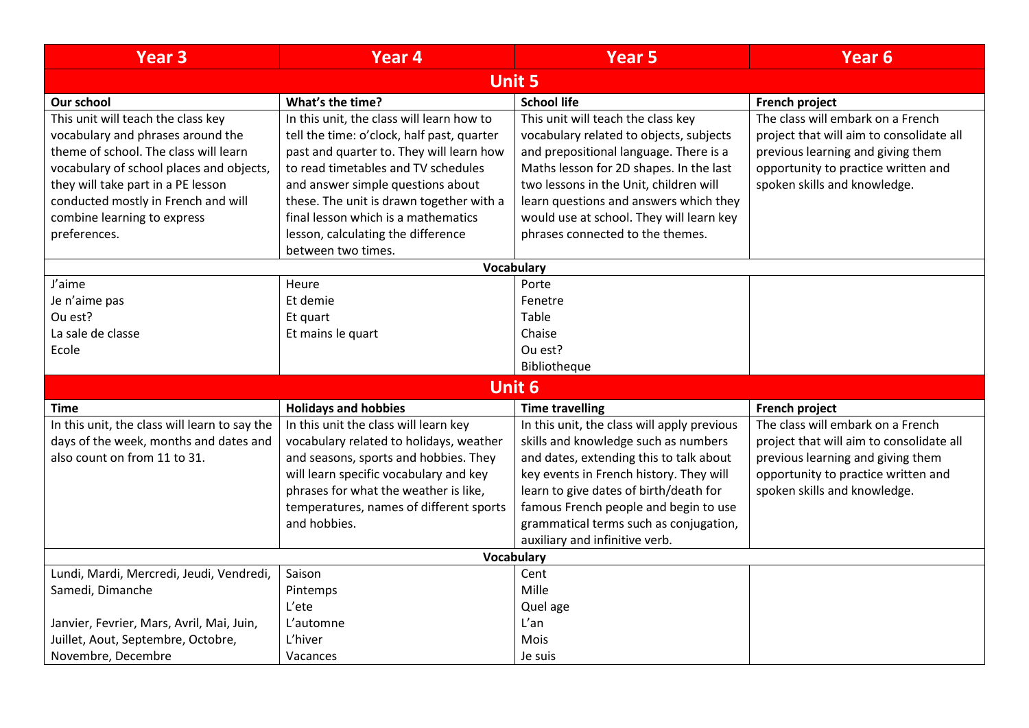| Year 3 | Year 4 | Year 5 | Year 6 |
|---|---|---|---|
| **Unit 5** | | | |
| **Our school** | **What's the time?** | **School life** | **French project** |
| This unit will teach the class key vocabulary and phrases around the theme of school. The class will learn vocabulary of school places and objects, they will take part in a PE lesson conducted mostly in French and will combine learning to express preferences. | In this unit, the class will learn how to tell the time: o'clock, half past, quarter past and quarter to. They will learn how to read timetables and TV schedules and answer simple questions about these. The unit is drawn together with a final lesson which is a mathematics lesson, calculating the difference between two times. | This unit will teach the class key vocabulary related to objects, subjects and prepositional language. There is a Maths lesson for 2D shapes. In the last two lessons in the Unit, children will learn questions and answers which they would use at school. They will learn key phrases connected to the themes. | The class will embark on a French project that will aim to consolidate all previous learning and giving them opportunity to practice written and spoken skills and knowledge. |
| **Vocabulary** | | | |
| J'aime<br>Je n'aime pas<br>Ou est?<br>La sale de classe<br>Ecole | Heure<br>Et demie<br>Et quart<br>Et mains le quart | Porte<br>Fenetre<br>Table<br>Chaise<br>Ou est?<br>Bibliotheque | |
| **Unit 6** | | | |
| **Time** | **Holidays and hobbies** | **Time travelling** | **French project** |
| In this unit, the class will learn to say the days of the week, months and dates and also count on from 11 to 31. | In this unit the class will learn key vocabulary related to holidays, weather and seasons, sports and hobbies. They will learn specific vocabulary and key phrases for what the weather is like, temperatures, names of different sports and hobbies. | In this unit, the class will apply previous skills and knowledge such as numbers and dates, extending this to talk about key events in French history. They will learn to give dates of birth/death for famous French people and begin to use grammatical terms such as conjugation, auxiliary and infinitive verb. | The class will embark on a French project that will aim to consolidate all previous learning and giving them opportunity to practice written and spoken skills and knowledge. |
| **Vocabulary** | | | |
| Lundi, Mardi, Mercredi, Jeudi, Vendredi, Samedi, Dimanche<br><br>Janvier, Fevrier, Mars, Avril, Mai, Juin, Juillet, Aout, Septembre, Octobre, Novembre, Decembre | Saison<br>Pintemps<br>L'ete<br>L'automne<br>L'hiver<br>Vacances | Cent<br>Mille<br>Quel age<br>L'an<br>Mois<br>Je suis | |